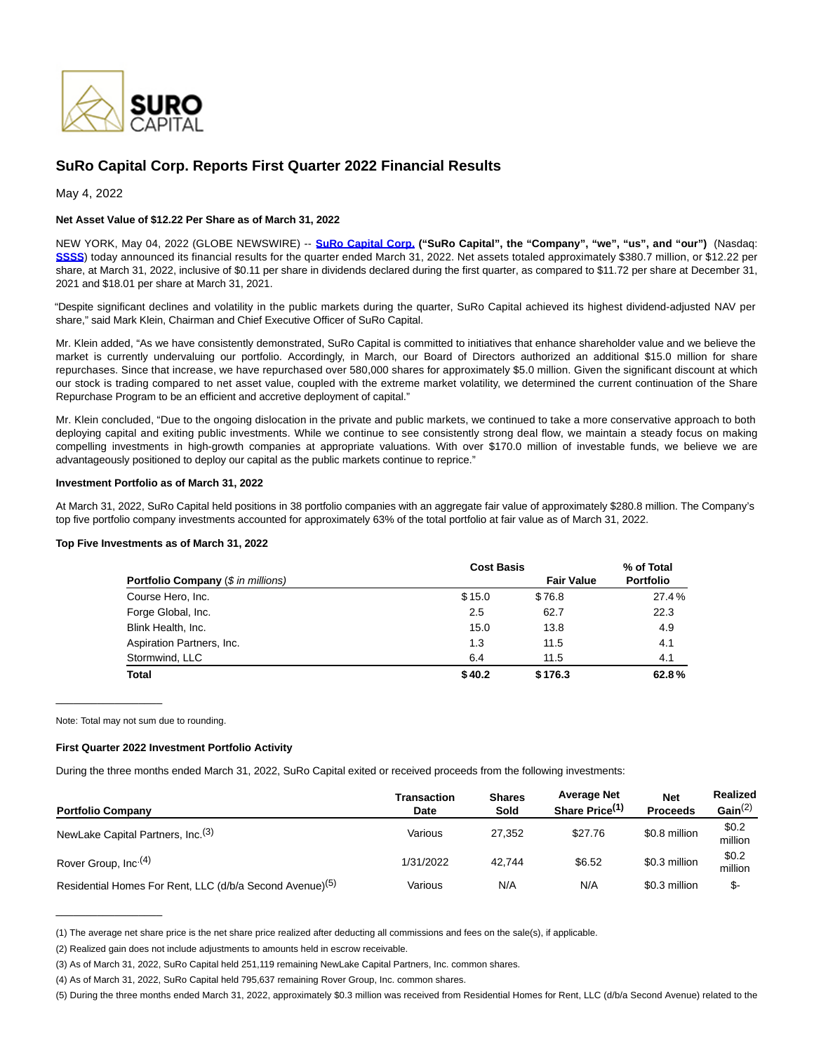# SuRo Capital Corp. Reports First Quarter 2022 Financial Results

May 4, 2022

**Net Asset Value of $12.22 Per Share as of March 31, 2022**

NEW YORK, May 04, 2022 (GLOBE NEWSWIRE) -- **SuRo Capital Corp. ("SuRo Capital", the "Company", "we", "us", and "our")** (Nasdaq: **SSSS**) today announced its financial results for the quarter ended March 31, 2022. Net assets totaled approximately $380.7 million, or $12.22 per share, at March 31, 2022, inclusive of $0.11 per share in dividends declared during the first quarter, as compared to $11.72 per share at December 31, 2021 and $18.01 per share at March 31, 2021.

"Despite significant declines and volatility in the public markets during the quarter, SuRo Capital achieved its highest dividend-adjusted NAV per share," said Mark Klein, Chairman and Chief Executive Officer of SuRo Capital.

Mr. Klein added, "As we have consistently demonstrated, SuRo Capital is committed to initiatives that enhance shareholder value and we believe the market is currently undervaluing our portfolio. Accordingly, in March, our Board of Directors authorized an additional $15.0 million for share repurchases. Since that increase, we have repurchased over 580,000 shares for approximately $5.0 million. Given the significant discount at which our stock is trading compared to net asset value, coupled with the extreme market volatility, we determined the current continuation of the Share Repurchase Program to be an efficient and accretive deployment of capital."

Mr. Klein concluded, "Due to the ongoing dislocation in the private and public markets, we continued to take a more conservative approach to both deploying capital and exiting public investments. While we continue to see consistently strong deal flow, we maintain a steady focus on making compelling investments in high-growth companies at appropriate valuations. With over $170.0 million of investable funds, we believe we are advantageously positioned to deploy our capital as the public markets continue to reprice."

**Investment Portfolio as of March 31, 2022**

At March 31, 2022, SuRo Capital held positions in 38 portfolio companies with an aggregate fair value of approximately $280.8 million. The Company's top five portfolio company investments accounted for approximately 63% of the total portfolio at fair value as of March 31, 2022.

**Top Five Investments as of March 31, 2022**

| **Portfolio Company** (*$ in millions*) | **Cost Basis** | **Fair Value** | **% of Total Portfolio** |
|---|---|---|---|
| Course Hero, Inc. | $ 15.0 | $ 76.8 | 27.4 % |
| Forge Global, Inc. | 2.5 | 62.7 | 22.3 |
| Blink Health, Inc. | 15.0 | 13.8 | 4.9 |
| Aspiration Partners, Inc. | 1.3 | 11.5 | 4.1 |
| Stormwind, LLC | 6.4 | 11.5 | 4.1 |
| **Total** | **$ 40.2** | **$ 176.3** | **62.8 %** |

Note: Total may not sum due to rounding.

**First Quarter 2022 Investment Portfolio Activity**

During the three months ended March 31, 2022, SuRo Capital exited or received proceeds from the following investments:

| **Portfolio Company** | **Transaction Date** | **Shares Sold** | **Average Net Share Price**(1) | **Net Proceeds** | **Realized Gain**(2) |
|---|---|---|---|---|---|
| NewLake Capital Partners, Inc.(3) | Various | 27,352 | $27.76 | $0.8 million | $0.2 million |
| Rover Group, Inc.(4) | 1/31/2022 | 42,744 | $6.52 | $0.3 million | $0.2 million |
| Residential Homes For Rent, LLC (d/b/a Second Avenue)(5) | Various | N/A | N/A | $0.3 million | $- |

(1) The average net share price is the net share price realized after deducting all commissions and fees on the sale(s), if applicable.

(2) Realized gain does not include adjustments to amounts held in escrow receivable.

(3) As of March 31, 2022, SuRo Capital held 251,119 remaining NewLake Capital Partners, Inc. common shares.

(4) As of March 31, 2022, SuRo Capital held 795,637 remaining Rover Group, Inc. common shares.

(5) During the three months ended March 31, 2022, approximately $0.3 million was received from Residential Homes for Rent, LLC (d/b/a Second Avenue) related to the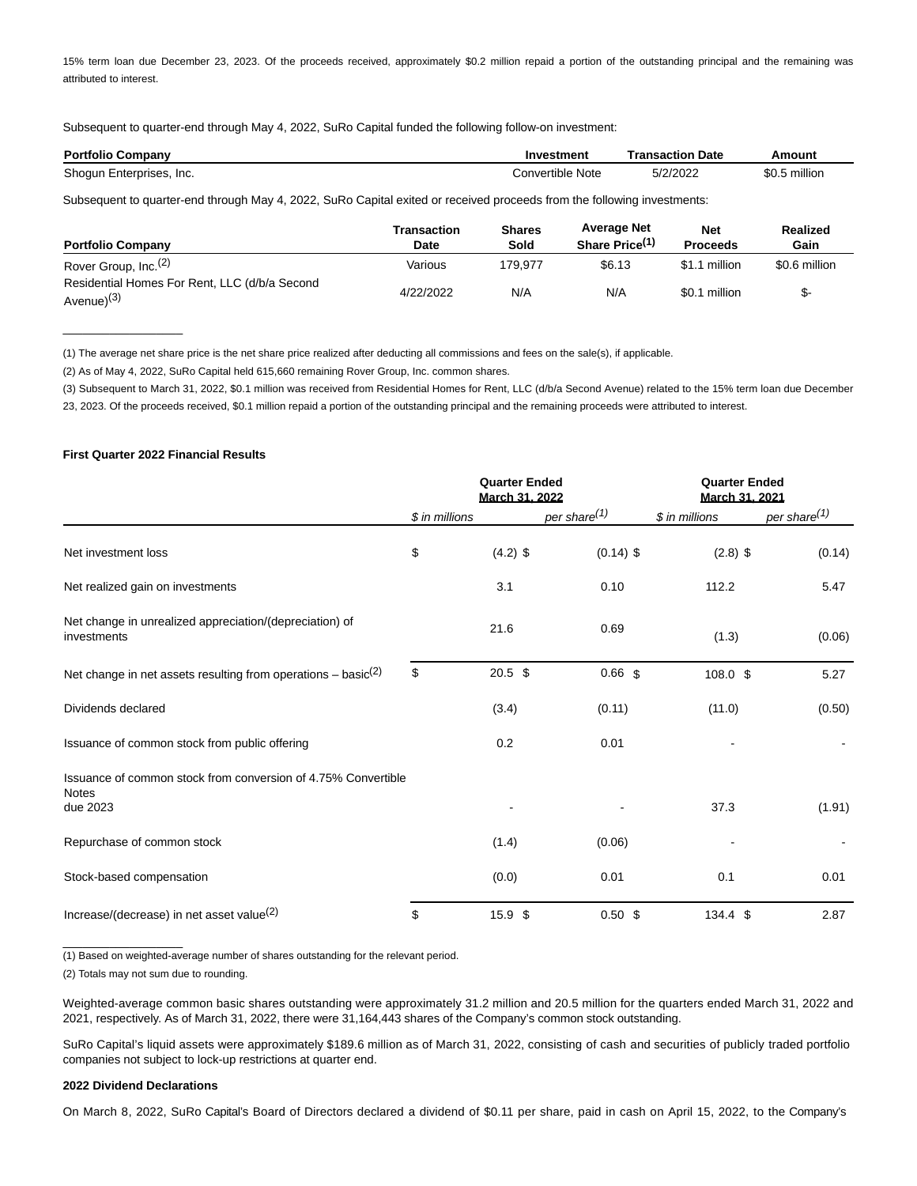15% term loan due December 23, 2023. Of the proceeds received, approximately $0.2 million repaid a portion of the outstanding principal and the remaining was attributed to interest.

Subsequent to quarter-end through May 4, 2022, SuRo Capital funded the following follow-on investment:

| Portfolio Company | Investment | Transaction Date | Amount |
|---|---|---|---|
| Shogun Enterprises, Inc. | Convertible Note | 5/2/2022 | $0.5 million |

Subsequent to quarter-end through May 4, 2022, SuRo Capital exited or received proceeds from the following investments:

| Portfolio Company | Transaction Date | Shares Sold | Average Net Share Price(1) | Net Proceeds | Realized Gain |
|---|---|---|---|---|---|
| Rover Group, Inc.(2) | Various | 179,977 | $6.13 | $1.1 million | $0.6 million |
| Residential Homes For Rent, LLC (d/b/a Second Avenue)(3) | 4/22/2022 | N/A | N/A | $0.1 million | $- |

(1) The average net share price is the net share price realized after deducting all commissions and fees on the sale(s), if applicable.

(2) As of May 4, 2022, SuRo Capital held 615,660 remaining Rover Group, Inc. common shares.

(3) Subsequent to March 31, 2022, $0.1 million was received from Residential Homes for Rent, LLC (d/b/a Second Avenue) related to the 15% term loan due December 23, 2023. Of the proceeds received, $0.1 million repaid a portion of the outstanding principal and the remaining proceeds were attributed to interest.

**First Quarter 2022 Financial Results**

| | Quarter Ended March 31, 2022 | | Quarter Ended March 31, 2021 | |
|---|---|---|---|---|
| | *$ in millions* | *per share(1)* | *$ in millions* | *per share(1)* |
| Net investment loss | $ (4.2) | $ (0.14) | $ (2.8) | $ (0.14) |
| Net realized gain on investments | 3.1 | 0.10 | 112.2 | 5.47 |
| Net change in unrealized appreciation/(depreciation) of investments | 21.6 | 0.69 | (1.3) | (0.06) |
| Net change in net assets resulting from operations – basic(2) | $ 20.5 | $ 0.66 | $ 108.0 | $ 5.27 |
| Dividends declared | (3.4) | (0.11) | (11.0) | (0.50) |
| Issuance of common stock from public offering | 0.2 | 0.01 | - | - |
| Issuance of common stock from conversion of 4.75% Convertible Notes due 2023 | - | - | 37.3 | (1.91) |
| Repurchase of common stock | (1.4) | (0.06) | - | - |
| Stock-based compensation | (0.0) | 0.01 | 0.1 | 0.01 |
| Increase/(decrease) in net asset value(2) | $ 15.9 | $ 0.50 | $ 134.4 | $ 2.87 |

(1) Based on weighted-average number of shares outstanding for the relevant period.

(2) Totals may not sum due to rounding.

Weighted-average common basic shares outstanding were approximately 31.2 million and 20.5 million for the quarters ended March 31, 2022 and 2021, respectively. As of March 31, 2022, there were 31,164,443 shares of the Company's common stock outstanding.

SuRo Capital's liquid assets were approximately $189.6 million as of March 31, 2022, consisting of cash and securities of publicly traded portfolio companies not subject to lock-up restrictions at quarter end.

**2022 Dividend Declarations**

On March 8, 2022, SuRo Capital's Board of Directors declared a dividend of $0.11 per share, paid in cash on April 15, 2022, to the Company's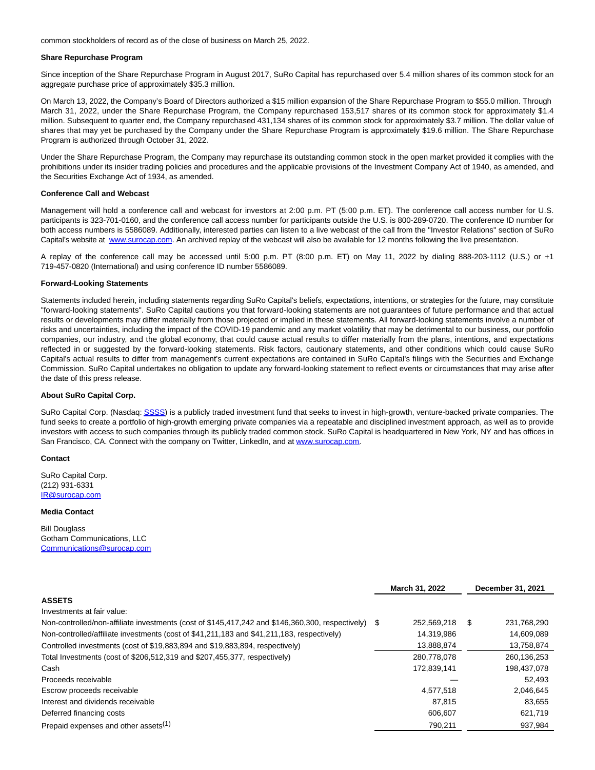common stockholders of record as of the close of business on March 25, 2022.

**Share Repurchase Program**

Since inception of the Share Repurchase Program in August 2017, SuRo Capital has repurchased over 5.4 million shares of its common stock for an aggregate purchase price of approximately $35.3 million.

On March 13, 2022, the Company's Board of Directors authorized a $15 million expansion of the Share Repurchase Program to $55.0 million. Through March 31, 2022, under the Share Repurchase Program, the Company repurchased 153,517 shares of its common stock for approximately $1.4 million. Subsequent to quarter end, the Company repurchased 431,134 shares of its common stock for approximately $3.7 million. The dollar value of shares that may yet be purchased by the Company under the Share Repurchase Program is approximately $19.6 million. The Share Repurchase Program is authorized through October 31, 2022.

Under the Share Repurchase Program, the Company may repurchase its outstanding common stock in the open market provided it complies with the prohibitions under its insider trading policies and procedures and the applicable provisions of the Investment Company Act of 1940, as amended, and the Securities Exchange Act of 1934, as amended.

**Conference Call and Webcast**

Management will hold a conference call and webcast for investors at 2:00 p.m. PT (5:00 p.m. ET). The conference call access number for U.S. participants is 323-701-0160, and the conference call access number for participants outside the U.S. is 800-289-0720. The conference ID number for both access numbers is 5586089. Additionally, interested parties can listen to a live webcast of the call from the "Investor Relations" section of SuRo Capital's website at www.surocap.com. An archived replay of the webcast will also be available for 12 months following the live presentation.

A replay of the conference call may be accessed until 5:00 p.m. PT (8:00 p.m. ET) on May 11, 2022 by dialing 888-203-1112 (U.S.) or +1 719-457-0820 (International) and using conference ID number 5586089.

**Forward-Looking Statements**

Statements included herein, including statements regarding SuRo Capital's beliefs, expectations, intentions, or strategies for the future, may constitute "forward-looking statements". SuRo Capital cautions you that forward-looking statements are not guarantees of future performance and that actual results or developments may differ materially from those projected or implied in these statements. All forward-looking statements involve a number of risks and uncertainties, including the impact of the COVID-19 pandemic and any market volatility that may be detrimental to our business, our portfolio companies, our industry, and the global economy, that could cause actual results to differ materially from the plans, intentions, and expectations reflected in or suggested by the forward-looking statements. Risk factors, cautionary statements, and other conditions which could cause SuRo Capital's actual results to differ from management's current expectations are contained in SuRo Capital's filings with the Securities and Exchange Commission. SuRo Capital undertakes no obligation to update any forward-looking statement to reflect events or circumstances that may arise after the date of this press release.

**About SuRo Capital Corp.**

SuRo Capital Corp. (Nasdaq: SSSS) is a publicly traded investment fund that seeks to invest in high-growth, venture-backed private companies. The fund seeks to create a portfolio of high-growth emerging private companies via a repeatable and disciplined investment approach, as well as to provide investors with access to such companies through its publicly traded common stock. SuRo Capital is headquartered in New York, NY and has offices in San Francisco, CA. Connect with the company on Twitter, LinkedIn, and at www.surocap.com.

**Contact**

SuRo Capital Corp.
(212) 931-6331
IR@surocap.com

**Media Contact**

Bill Douglass
Gotham Communications, LLC
Communications@surocap.com

| | March 31, 2022 | December 31, 2021 |
|---|---|---|
| **ASSETS** | | |
| Investments at fair value: | | |
| Non-controlled/non-affiliate investments (cost of $145,417,242 and $146,360,300, respectively) | $ 252,569,218 | $ 231,768,290 |
| Non-controlled/affiliate investments (cost of $41,211,183 and $41,211,183, respectively) | 14,319,986 | 14,609,089 |
| Controlled investments (cost of $19,883,894 and $19,883,894, respectively) | 13,888,874 | 13,758,874 |
| Total Investments (cost of $206,512,319 and $207,455,377, respectively) | 280,778,078 | 260,136,253 |
| Cash | 172,839,141 | 198,437,078 |
| Proceeds receivable | — | 52,493 |
| Escrow proceeds receivable | 4,577,518 | 2,046,645 |
| Interest and dividends receivable | 87,815 | 83,655 |
| Deferred financing costs | 606,607 | 621,719 |
| Prepaid expenses and other assets[1] | 790,211 | 937,984 |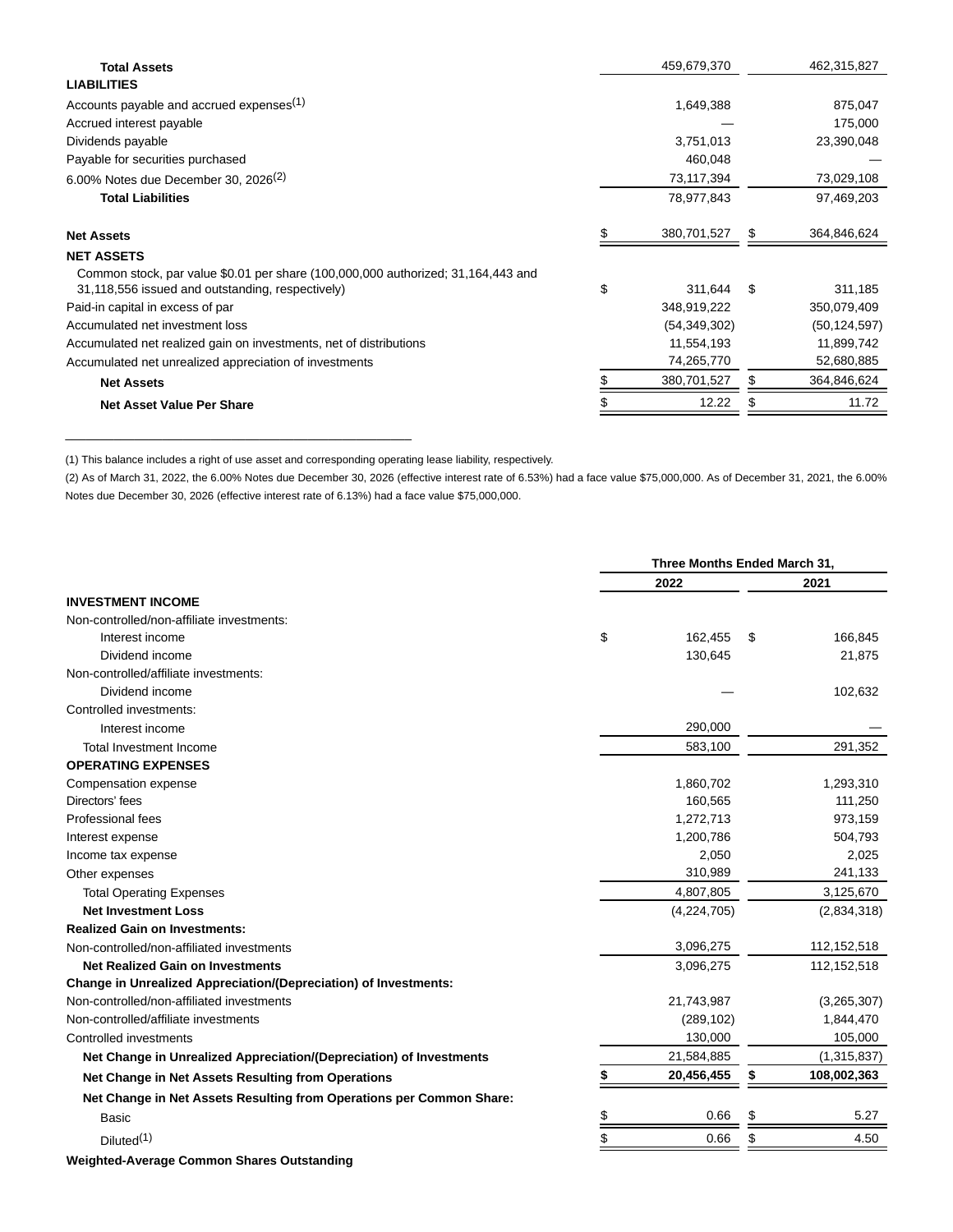| | | |
|---|---|---|
| **Total Assets** | 459,679,370 | 462,315,827 |
| **LIABILITIES** | | |
| Accounts payable and accrued expenses[(1)] | 1,649,388 | 875,047 |
| Accrued interest payable | — | 175,000 |
| Dividends payable | 3,751,013 | 23,390,048 |
| Payable for securities purchased | 460,048 | — |
| 6.00% Notes due December 30, 2026[(2)] | 73,117,394 | 73,029,108 |
| **Total Liabilities** | 78,977,843 | 97,469,203 |
| **Net Assets** | $ 380,701,527 | $ 364,846,624 |
| **NET ASSETS** | | |
| Common stock, par value $0.01 per share (100,000,000 authorized; 31,164,443 and 31,118,556 issued and outstanding, respectively) | $ 311,644 | $ 311,185 |
| Paid-in capital in excess of par | 348,919,222 | 350,079,409 |
| Accumulated net investment loss | (54,349,302) | (50,124,597) |
| Accumulated net realized gain on investments, net of distributions | 11,554,193 | 11,899,742 |
| Accumulated net unrealized appreciation of investments | 74,265,770 | 52,680,885 |
| **Net Assets** | $ 380,701,527 | $ 364,846,624 |
| **Net Asset Value Per Share** | $ 12.22 | $ 11.72 |

(1) This balance includes a right of use asset and corresponding operating lease liability, respectively.

(2) As of March 31, 2022, the 6.00% Notes due December 30, 2026 (effective interest rate of 6.53%) had a face value $75,000,000. As of December 31, 2021, the 6.00% Notes due December 30, 2026 (effective interest rate of 6.13%) had a face value $75,000,000.

| | **Three Months Ended March 31,** | |
|---|---|---|
| | **2022** | **2021** |
| **INVESTMENT INCOME** | | |
| Non-controlled/non-affiliate investments: | | |
| Interest income | $ 162,455 | $ 166,845 |
| Dividend income | 130,645 | 21,875 |
| Non-controlled/affiliate investments: | | |
| Dividend income | — | 102,632 |
| Controlled investments: | | |
| Interest income | 290,000 | — |
| Total Investment Income | 583,100 | 291,352 |
| **OPERATING EXPENSES** | | |
| Compensation expense | 1,860,702 | 1,293,310 |
| Directors' fees | 160,565 | 111,250 |
| Professional fees | 1,272,713 | 973,159 |
| Interest expense | 1,200,786 | 504,793 |
| Income tax expense | 2,050 | 2,025 |
| Other expenses | 310,989 | 241,133 |
| Total Operating Expenses | 4,807,805 | 3,125,670 |
| **Net Investment Loss** | (4,224,705) | (2,834,318) |
| **Realized Gain on Investments:** | | |
| Non-controlled/non-affiliated investments | 3,096,275 | 112,152,518 |
| **Net Realized Gain on Investments** | 3,096,275 | 112,152,518 |
| **Change in Unrealized Appreciation/(Depreciation) of Investments:** | | |
| Non-controlled/non-affiliated investments | 21,743,987 | (3,265,307) |
| Non-controlled/affiliate investments | (289,102) | 1,844,470 |
| Controlled investments | 130,000 | 105,000 |
| **Net Change in Unrealized Appreciation/(Depreciation) of Investments** | 21,584,885 | (1,315,837) |
| **Net Change in Net Assets Resulting from Operations** | **$ 20,456,455** | **$ 108,002,363** |
| **Net Change in Net Assets Resulting from Operations per Common Share:** | | |
| Basic | $ 0.66 | $ 5.27 |
| Diluted[(1)] | $ 0.66 | $ 4.50 |
| **Weighted-Average Common Shares Outstanding** | | |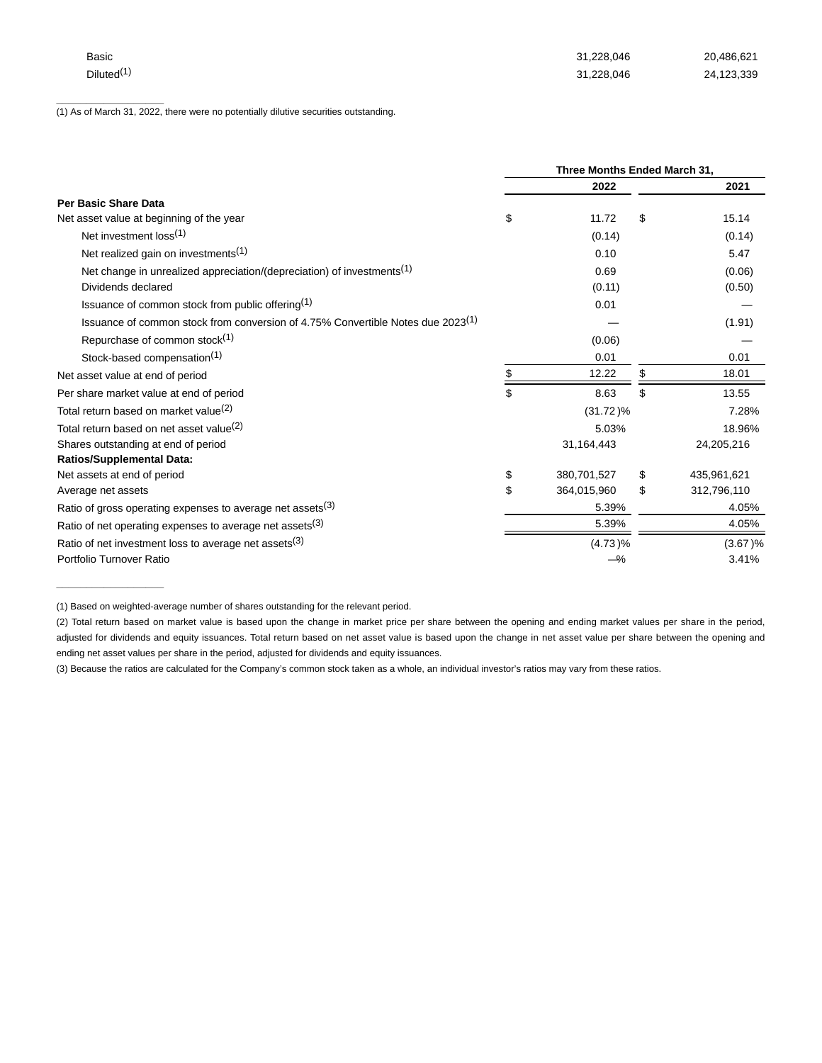| | | |
|---|---|---|
| Basic | 31,228,046 | 20,486,621 |
| Diluted[1] | 31,228,046 | 24,123,339 |

(1) As of March 31, 2022, there were no potentially dilutive securities outstanding.

| | Three Months Ended March 31, | |
|---|---|---|
| | 2022 | 2021 |
| **Per Basic Share Data** | | |
| Net asset value at beginning of the year | $ 11.72 | $ 15.14 |
| Net investment loss[1] | (0.14) | (0.14) |
| Net realized gain on investments[1] | 0.10 | 5.47 |
| Net change in unrealized appreciation/(depreciation) of investments[1] | 0.69 | (0.06) |
| Dividends declared | (0.11) | (0.50) |
| Issuance of common stock from public offering[1] | 0.01 | — |
| Issuance of common stock from conversion of 4.75% Convertible Notes due 2023[1] | — | (1.91) |
| Repurchase of common stock[1] | (0.06) | — |
| Stock-based compensation[1] | 0.01 | 0.01 |
| Net asset value at end of period | $ 12.22 | $ 18.01 |
| Per share market value at end of period | $ 8.63 | $ 13.55 |
| Total return based on market value[2] | (31.72 )% | 7.28% |
| Total return based on net asset value[2] | 5.03% | 18.96% |
| Shares outstanding at end of period | 31,164,443 | 24,205,216 |
| **Ratios/Supplemental Data:** | | |
| Net assets at end of period | $ 380,701,527 | $ 435,961,621 |
| Average net assets | $ 364,015,960 | $ 312,796,110 |
| Ratio of gross operating expenses to average net assets[3] | 5.39% | 4.05% |
| Ratio of net operating expenses to average net assets[3] | 5.39% | 4.05% |
| Ratio of net investment loss to average net assets[3] | (4.73 )% | (3.67 )% |
| Portfolio Turnover Ratio | —% | 3.41% |

(1) Based on weighted-average number of shares outstanding for the relevant period.

(2) Total return based on market value is based upon the change in market price per share between the opening and ending market values per share in the period, adjusted for dividends and equity issuances. Total return based on net asset value is based upon the change in net asset value per share between the opening and ending net asset values per share in the period, adjusted for dividends and equity issuances.

(3) Because the ratios are calculated for the Company's common stock taken as a whole, an individual investor's ratios may vary from these ratios.